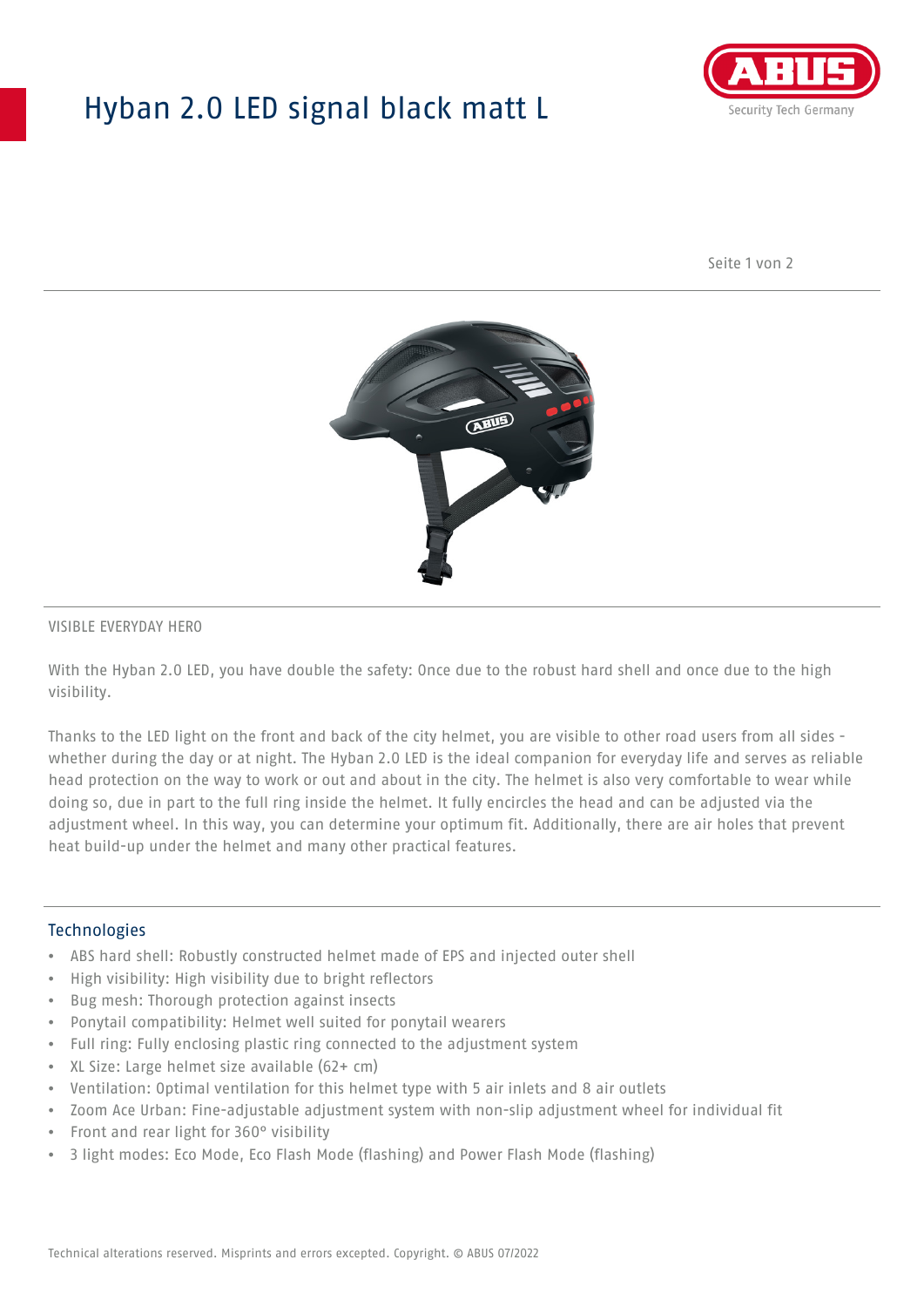# Hyban 2.0 LED signal black matt L

VISIBLE EVERYDAY HERO

With the Hyban 2.0 LED, you have double the safety: Once due to the robust hard shell and once due to the high visibility.

Thanks to the LED light on the front and back of the city helmet, you are visible to other road users from all sides - whether during the day or at night. The Hyban 2.0 LED is the ideal companion for everyday life and serves as reliable head protection on the way to work or out and about in the city. The helmet is also very comfortable to wear while doing so, due in part to the full ring inside the helmet. It fully encircles the head and can be adjusted via the adjustment wheel. In this way, you can determine your optimum fit. Additionally, there are air holes that prevent heat build-up under the helmet and many other practical features.

## Technologies

- ABS hard shell: Robustly constructed helmet made of EPS and injected outer shell
- High visibility: High visibility due to bright reflectors
- Bug mesh: Thorough protection against insects
- Ponytail compatibility: Helmet well suited for ponytail wearers
- Full ring: Fully enclosing plastic ring connected to the adjustment system
- XL Size: Large helmet size available (62+ cm)
- Ventilation: Optimal ventilation for this helmet type with 5 air inlets and 8 air outlets
- Zoom Ace Urban: Fine-adjustable adjustment system with non-slip adjustment wheel for individual fit
- Front and rear light for 360° visibility
- 3 light modes: Eco Mode, Eco Flash Mode (flashing) and Power Flash Mode (flashing)

Technical alterations reserved. Misprints and errors excepted. Copyright. © ABUS 07/2022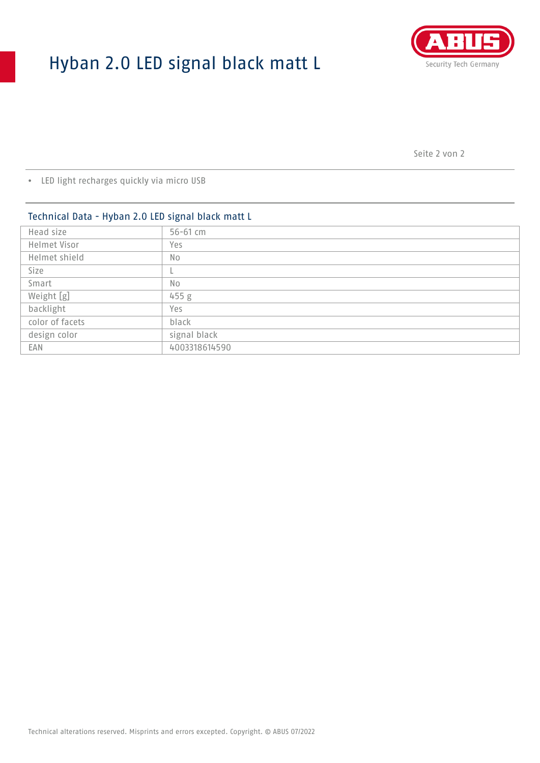# Hyban 2.0 LED signal black matt L

- LED light recharges quickly via micro USB

## Technical Data - Hyban 2.0 LED signal black matt L

| | |
|---|---|
| Head size | 56-61 cm |
| Helmet Visor | Yes |
| Helmet shield | No |
| Size | L |
| Smart | No |
| Weight [g] | 455 g |
| backlight | Yes |
| color of facets | black |
| design color | signal black |
| EAN | 4003318614590 |

Technical alterations reserved. Misprints and errors excepted. Copyright. © ABUS 07/2022